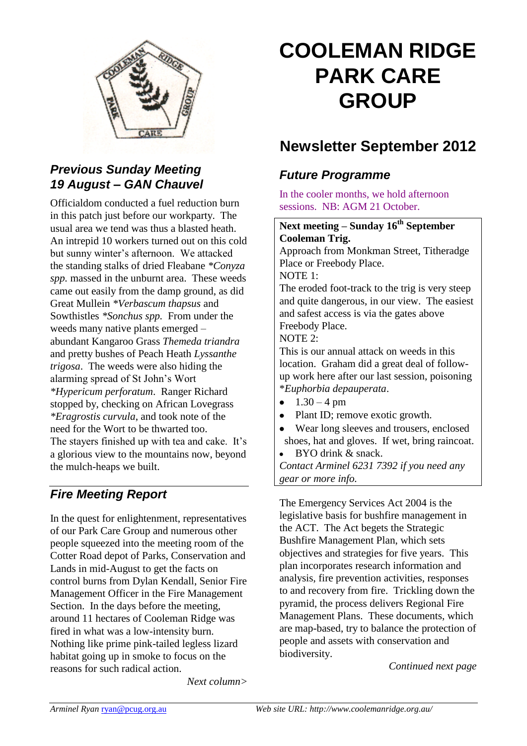# COOLEMAN RIDGE PARK CARE GROUP

## Newsletter September 2012

### *Previous Sunday Meeting 19 August – GAN Chauvel*

Officialdom conducted a fuel reduction burn in this patch just before our workparty. The usual area we tend was thus a blasted heath. An intrepid 10 workers turned out on this cold but sunny winter's afternoon. We attacked the standing stalks of dried Fleabane *\*Conyza spp.* massed in the unburnt area. These weeds came out easily from the damp ground, as did Great Mullein *\*Verbascum thapsus* and Sowthistles *\*Sonchus spp.* From under the weeds many native plants emerged – abundant Kangaroo Grass *Themeda triandra* and pretty bushes of Peach Heath *Lyssanthe trigosa*. The weeds were also hiding the alarming spread of St John's Wort *\*Hypericum perforatum*. Ranger Richard stopped by, checking on African Lovegrass *\*Eragrostis curvula*, and took note of the need for the Wort to be thwarted too. The stayers finished up with tea and cake. It's a glorious view to the mountains now, beyond the mulch-heaps we built.

### *Fire Meeting Report*

In the quest for enlightenment, representatives of our Park Care Group and numerous other people squeezed into the meeting room of the Cotter Road depot of Parks, Conservation and Lands in mid-August to get the facts on control burns from Dylan Kendall, Senior Fire Management Officer in the Fire Management Section. In the days before the meeting, around 11 hectares of Cooleman Ridge was fired in what was a low-intensity burn. Nothing like prime pink-tailed legless lizard habitat going up in smoke to focus on the reasons for such radical action.

*Next column>*

### *Future Programme*

In the cooler months, we hold afternoon sessions. NB: AGM 21 October.

**Next meeting – Sunday 16th September Cooleman Trig.**

Approach from Monkman Street, Titheradge Place or Freebody Place.

NOTE 1:
The eroded foot-track to the trig is very steep and quite dangerous, in our view. The easiest and safest access is via the gates above Freebody Place.

NOTE 2:
This is our annual attack on weeds in this location. Graham did a great deal of follow-up work here after our last session, poisoning *\*Euphorbia depauperata*.

- 1.30 – 4 pm
- Plant ID; remove exotic growth.
- Wear long sleeves and trousers, enclosed shoes, hat and gloves. If wet, bring raincoat.
- BYO drink & snack.

*Contact Arminel 6231 7392 if you need any gear or more info.*

The Emergency Services Act 2004 is the legislative basis for bushfire management in the ACT. The Act begets the Strategic Bushfire Management Plan, which sets objectives and strategies for five years. This plan incorporates research information and analysis, fire prevention activities, responses to and recovery from fire. Trickling down the pyramid, the process delivers Regional Fire Management Plans. These documents, which are map-based, try to balance the protection of people and assets with conservation and biodiversity.

*Continued next page*

*Arminel Ryan* ryan@pcug.org.au    *Web site URL: http://www.coolemanridge.org.au/*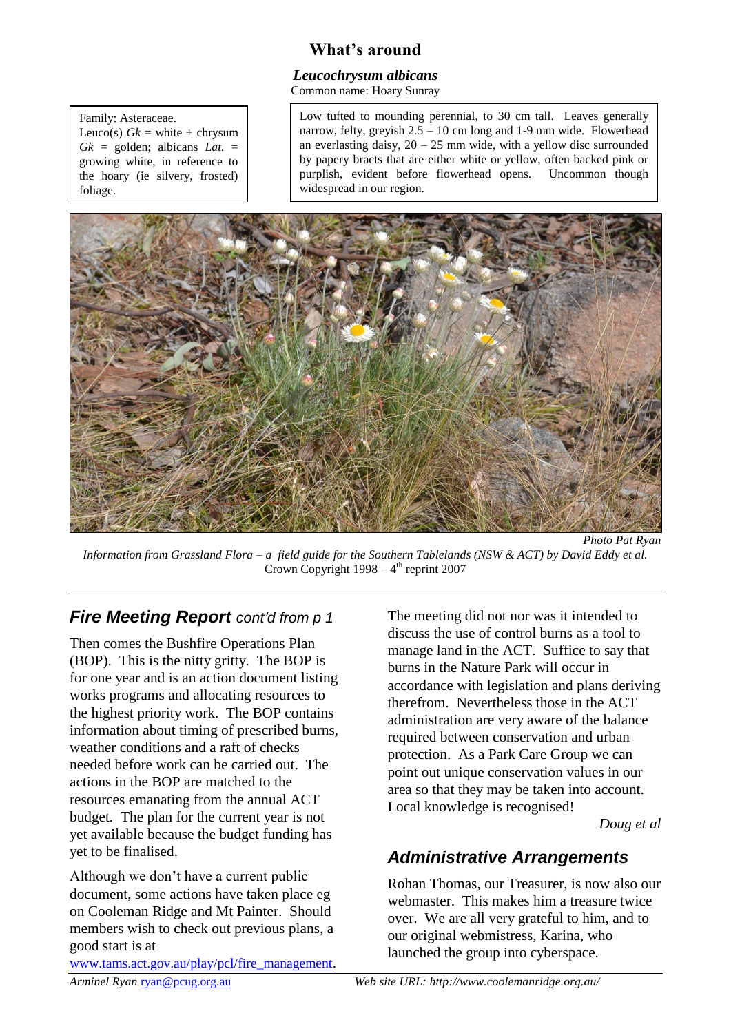# What's around

## *Leucochrysum albicans*

Common name: Hoary Sunray

Family: Asteraceae.
Leuco(s) *Gk* = white + chrysum *Gk* = golden; albicans *Lat.* = growing white, in reference to the hoary (ie silvery, frosted) foliage.

Low tufted to mounding perennial, to 30 cm tall. Leaves generally narrow, felty, greyish 2.5 – 10 cm long and 1-9 mm wide. Flowerhead an everlasting daisy, 20 – 25 mm wide, with a yellow disc surrounded by papery bracts that are either white or yellow, often backed pink or purplish, evident before flowerhead opens. Uncommon though widespread in our region.

*Photo Pat Ryan*

*Information from Grassland Flora – a field guide for the Southern Tablelands (NSW & ACT) by David Eddy et al.* Crown Copyright 1998 – 4th reprint 2007

---

## *Fire Meeting Report* *cont'd from p 1*

Then comes the Bushfire Operations Plan (BOP). This is the nitty gritty. The BOP is for one year and is an action document listing works programs and allocating resources to the highest priority work. The BOP contains information about timing of prescribed burns, weather conditions and a raft of checks needed before work can be carried out. The actions in the BOP are matched to the resources emanating from the annual ACT budget. The plan for the current year is not yet available because the budget funding has yet to be finalised.

Although we don't have a current public document, some actions have taken place eg on Cooleman Ridge and Mt Painter. Should members wish to check out previous plans, a good start is at www.tams.act.gov.au/play/pcl/fire_management.

The meeting did not nor was it intended to discuss the use of control burns as a tool to manage land in the ACT. Suffice to say that burns in the Nature Park will occur in accordance with legislation and plans deriving therefrom. Nevertheless those in the ACT administration are very aware of the balance required between conservation and urban protection. As a Park Care Group we can point out unique conservation values in our area so that they may be taken into account. Local knowledge is recognised!

*Doug et al*

## *Administrative Arrangements*

Rohan Thomas, our Treasurer, is now also our webmaster. This makes him a treasure twice over. We are all very grateful to him, and to our original webmistress, Karina, who launched the group into cyberspace.

*Arminel Ryan* ryan@pcug.org.au

*Web site URL: http://www.coolemanridge.org.au/*